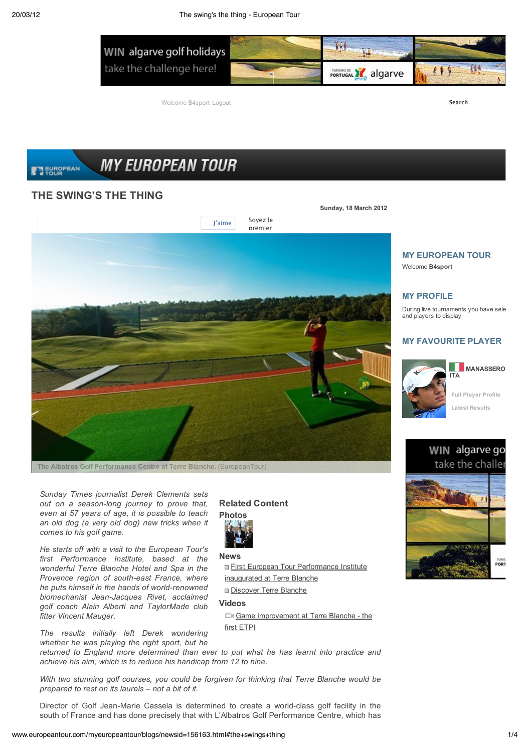# THE SWING'S THE THING

**Sunday, 18 March 2012**

The Albatros Golf Performance Centre at Terre Blanche. (EuropeanTour)

*Sunday Times journalist Derek Clements sets out on a season-long journey to prove that, even at 57 years of age, it is possible to teach an old dog (a very old dog) new tricks when it comes to his golf game.*

*He starts off with a visit to the European Tour's first Performance Institute, based at the wonderful Terre Blanche Hotel and Spa in the Provence region of south-east France, where he puts himself in the hands of world-renowned biomechanist Jean-Jacques Rivet, acclaimed golf coach Alain Alberti and TaylorMade club fitter Vincent Mauger.*

*The results initially left Derek wondering whether he was playing the right sport, but he returned to England more determined than ever to put what he has learnt into practice and achieve his aim, which is to reduce his handicap from 12 to nine.*

*With two stunning golf courses, you could be forgiven for thinking that Terre Blanche would be prepared to rest on its laurels – not a bit of it.*

Director of Golf Jean-Marie Cassela is determined to create a world-class golf facility in the south of France and has done precisely that with L'Albatros Golf Performance Centre, which has

## Related Content

### Photos

### News

- First European Tour Performance Institute inaugurated at Terre Blanche
- Discover Terre Blanche

### Videos

- Game improvement at Terre Blanche - the first ETPI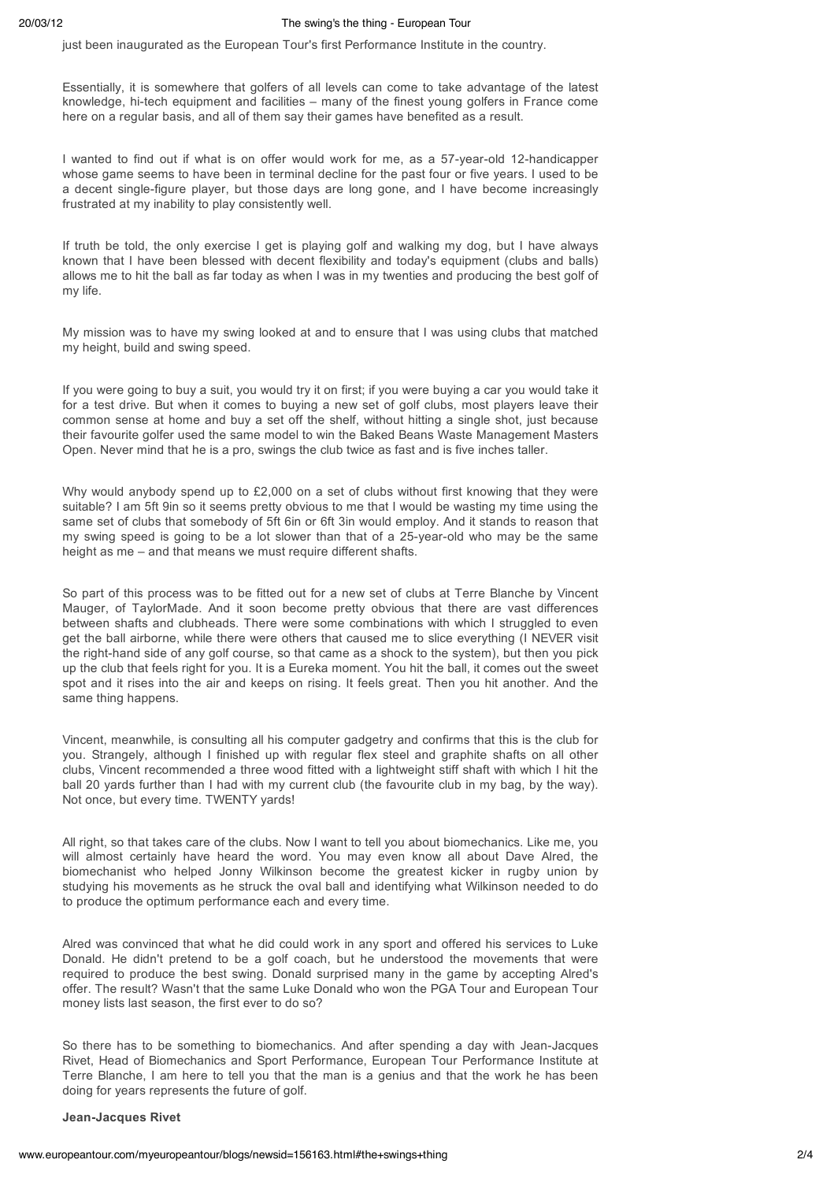just been inaugurated as the European Tour's first Performance Institute in the country.

Essentially, it is somewhere that golfers of all levels can come to take advantage of the latest knowledge, hi-tech equipment and facilities – many of the finest young golfers in France come here on a regular basis, and all of them say their games have benefited as a result.

I wanted to find out if what is on offer would work for me, as a 57-year-old 12-handicapper whose game seems to have been in terminal decline for the past four or five years. I used to be a decent single-figure player, but those days are long gone, and I have become increasingly frustrated at my inability to play consistently well.

If truth be told, the only exercise I get is playing golf and walking my dog, but I have always known that I have been blessed with decent flexibility and today's equipment (clubs and balls) allows me to hit the ball as far today as when I was in my twenties and producing the best golf of my life.

My mission was to have my swing looked at and to ensure that I was using clubs that matched my height, build and swing speed.

If you were going to buy a suit, you would try it on first; if you were buying a car you would take it for a test drive. But when it comes to buying a new set of golf clubs, most players leave their common sense at home and buy a set off the shelf, without hitting a single shot, just because their favourite golfer used the same model to win the Baked Beans Waste Management Masters Open. Never mind that he is a pro, swings the club twice as fast and is five inches taller.

Why would anybody spend up to £2,000 on a set of clubs without first knowing that they were suitable? I am 5ft 9in so it seems pretty obvious to me that I would be wasting my time using the same set of clubs that somebody of 5ft 6in or 6ft 3in would employ. And it stands to reason that my swing speed is going to be a lot slower than that of a 25-year-old who may be the same height as me – and that means we must require different shafts.

So part of this process was to be fitted out for a new set of clubs at Terre Blanche by Vincent Mauger, of TaylorMade. And it soon become pretty obvious that there are vast differences between shafts and clubheads. There were some combinations with which I struggled to even get the ball airborne, while there were others that caused me to slice everything (I NEVER visit the right-hand side of any golf course, so that came as a shock to the system), but then you pick up the club that feels right for you. It is a Eureka moment. You hit the ball, it comes out the sweet spot and it rises into the air and keeps on rising. It feels great. Then you hit another. And the same thing happens.

Vincent, meanwhile, is consulting all his computer gadgetry and confirms that this is the club for you. Strangely, although I finished up with regular flex steel and graphite shafts on all other clubs, Vincent recommended a three wood fitted with a lightweight stiff shaft with which I hit the ball 20 yards further than I had with my current club (the favourite club in my bag, by the way). Not once, but every time. TWENTY yards!

All right, so that takes care of the clubs. Now I want to tell you about biomechanics. Like me, you will almost certainly have heard the word. You may even know all about Dave Alred, the biomechanist who helped Jonny Wilkinson become the greatest kicker in rugby union by studying his movements as he struck the oval ball and identifying what Wilkinson needed to do to produce the optimum performance each and every time.

Alred was convinced that what he did could work in any sport and offered his services to Luke Donald. He didn't pretend to be a golf coach, but he understood the movements that were required to produce the best swing. Donald surprised many in the game by accepting Alred's offer. The result? Wasn't that the same Luke Donald who won the PGA Tour and European Tour money lists last season, the first ever to do so?

So there has to be something to biomechanics. And after spending a day with Jean-Jacques Rivet, Head of Biomechanics and Sport Performance, European Tour Performance Institute at Terre Blanche, I am here to tell you that the man is a genius and that the work he has been doing for years represents the future of golf.

**Jean-Jacques Rivet**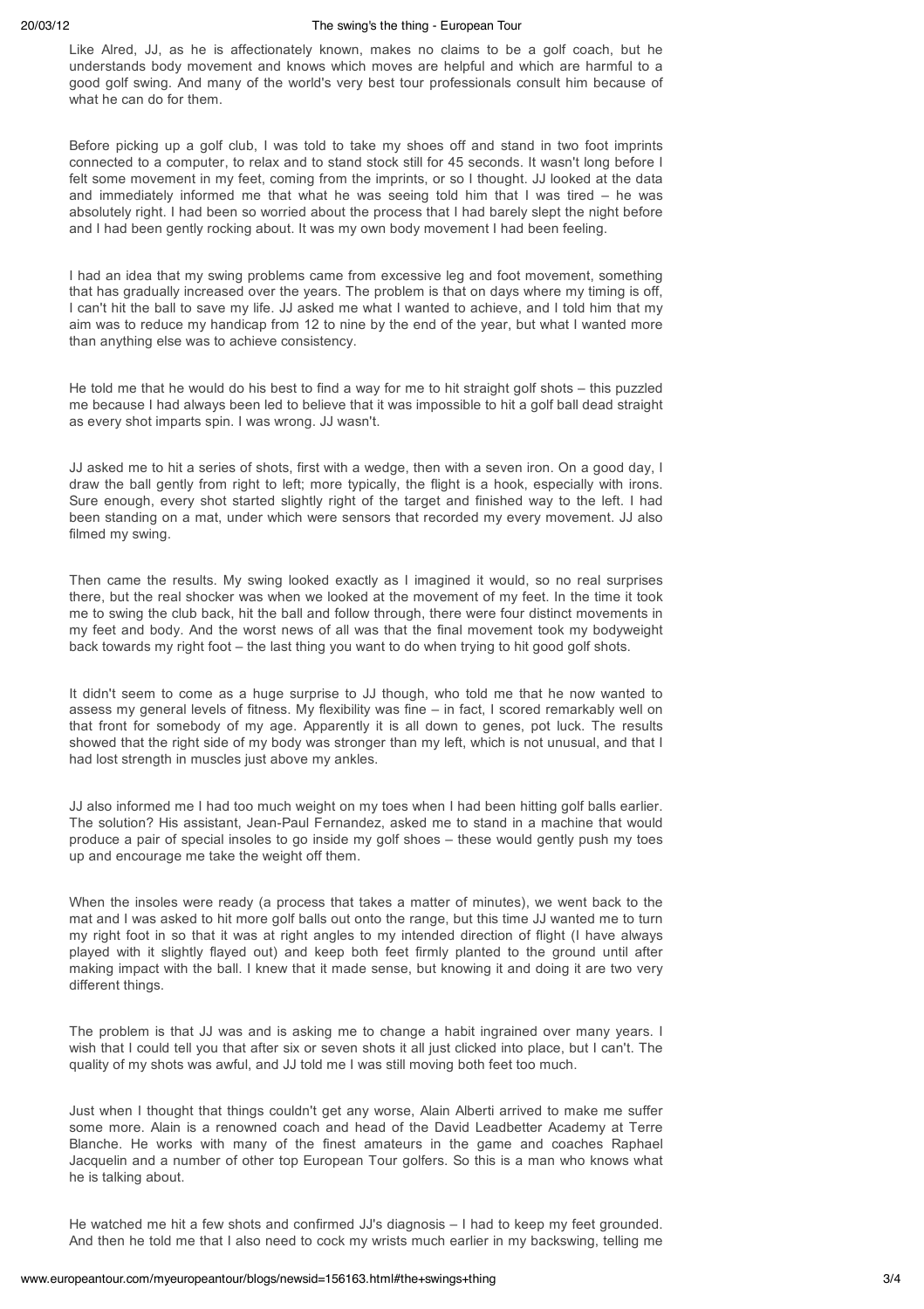Like Alred, JJ, as he is affectionately known, makes no claims to be a golf coach, but he understands body movement and knows which moves are helpful and which are harmful to a good golf swing. And many of the world's very best tour professionals consult him because of what he can do for them.

Before picking up a golf club, I was told to take my shoes off and stand in two foot imprints connected to a computer, to relax and to stand stock still for 45 seconds. It wasn't long before I felt some movement in my feet, coming from the imprints, or so I thought. JJ looked at the data and immediately informed me that what he was seeing told him that I was tired – he was absolutely right. I had been so worried about the process that I had barely slept the night before and I had been gently rocking about. It was my own body movement I had been feeling.

I had an idea that my swing problems came from excessive leg and foot movement, something that has gradually increased over the years. The problem is that on days where my timing is off, I can't hit the ball to save my life. JJ asked me what I wanted to achieve, and I told him that my aim was to reduce my handicap from 12 to nine by the end of the year, but what I wanted more than anything else was to achieve consistency.

He told me that he would do his best to find a way for me to hit straight golf shots – this puzzled me because I had always been led to believe that it was impossible to hit a golf ball dead straight as every shot imparts spin. I was wrong. JJ wasn't.

JJ asked me to hit a series of shots, first with a wedge, then with a seven iron. On a good day, I draw the ball gently from right to left; more typically, the flight is a hook, especially with irons. Sure enough, every shot started slightly right of the target and finished way to the left. I had been standing on a mat, under which were sensors that recorded my every movement. JJ also filmed my swing.

Then came the results. My swing looked exactly as I imagined it would, so no real surprises there, but the real shocker was when we looked at the movement of my feet. In the time it took me to swing the club back, hit the ball and follow through, there were four distinct movements in my feet and body. And the worst news of all was that the final movement took my bodyweight back towards my right foot – the last thing you want to do when trying to hit good golf shots.

It didn't seem to come as a huge surprise to JJ though, who told me that he now wanted to assess my general levels of fitness. My flexibility was fine – in fact, I scored remarkably well on that front for somebody of my age. Apparently it is all down to genes, pot luck. The results showed that the right side of my body was stronger than my left, which is not unusual, and that I had lost strength in muscles just above my ankles.

JJ also informed me I had too much weight on my toes when I had been hitting golf balls earlier. The solution? His assistant, Jean-Paul Fernandez, asked me to stand in a machine that would produce a pair of special insoles to go inside my golf shoes – these would gently push my toes up and encourage me take the weight off them.

When the insoles were ready (a process that takes a matter of minutes), we went back to the mat and I was asked to hit more golf balls out onto the range, but this time JJ wanted me to turn my right foot in so that it was at right angles to my intended direction of flight (I have always played with it slightly flayed out) and keep both feet firmly planted to the ground until after making impact with the ball. I knew that it made sense, but knowing it and doing it are two very different things.

The problem is that JJ was and is asking me to change a habit ingrained over many years. I wish that I could tell you that after six or seven shots it all just clicked into place, but I can't. The quality of my shots was awful, and JJ told me I was still moving both feet too much.

Just when I thought that things couldn't get any worse, Alain Alberti arrived to make me suffer some more. Alain is a renowned coach and head of the David Leadbetter Academy at Terre Blanche. He works with many of the finest amateurs in the game and coaches Raphael Jacquelin and a number of other top European Tour golfers. So this is a man who knows what he is talking about.

He watched me hit a few shots and confirmed JJ's diagnosis – I had to keep my feet grounded. And then he told me that I also need to cock my wrists much earlier in my backswing, telling me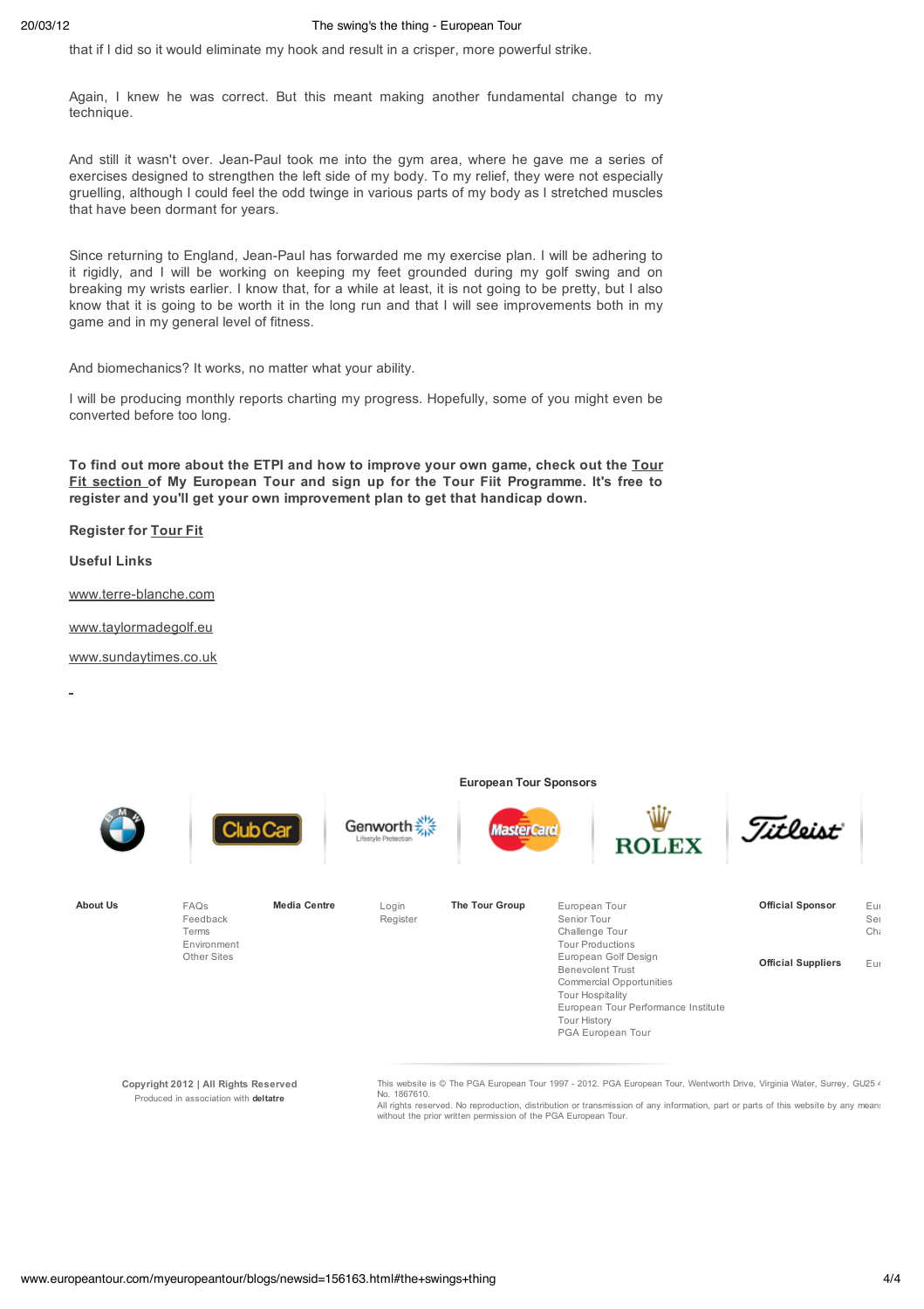that if I did so it would eliminate my hook and result in a crisper, more powerful strike.

Again, I knew he was correct. But this meant making another fundamental change to my technique.

And still it wasn't over. Jean-Paul took me into the gym area, where he gave me a series of exercises designed to strengthen the left side of my body. To my relief, they were not especially gruelling, although I could feel the odd twinge in various parts of my body as I stretched muscles that have been dormant for years.

Since returning to England, Jean-Paul has forwarded me my exercise plan. I will be adhering to it rigidly, and I will be working on keeping my feet grounded during my golf swing and on breaking my wrists earlier. I know that, for a while at least, it is not going to be pretty, but I also know that it is going to be worth it in the long run and that I will see improvements both in my game and in my general level of fitness.

And biomechanics? It works, no matter what your ability.

I will be producing monthly reports charting my progress. Hopefully, some of you might even be converted before too long.

**To find out more about the ETPI and how to improve your own game, check out the Tour Fit section of My European Tour and sign up for the Tour Fiit Programme. It's free to register and you'll get your own improvement plan to get that handicap down.**

**Register for Tour Fit**

**Useful Links**

www.terre-blanche.com

www.taylormadegolf.eu

www.sundaytimes.co.uk

**European Tour Sponsors**

BMW | Club Car | Genworth | MasterCard | ROLEX | Titleist

**About Us**

FAQs
Feedback
Terms
Environment
Other Sites

**Media Centre**

Login
Register

**The Tour Group**

European Tour
Senior Tour
Challenge Tour
Tour Productions
European Golf Design
Benevolent Trust
Commercial Opportunities
Tour Hospitality
European Tour Performance Institute
Tour History
PGA European Tour

**Official Sponsor**

Eu
Se
Ch

**Official Suppliers**

Eu

**Copyright 2012 | All Rights Reserved**
Produced in association with **deltatre**

This website is © The PGA European Tour 1997 - 2012. PGA European Tour, Wentworth Drive, Virginia Water, Surrey, GU25 4 No. 1867610.
All rights reserved. No reproduction, distribution or transmission of any information, part or parts of this website by any mean without the prior written permission of the PGA European Tour.